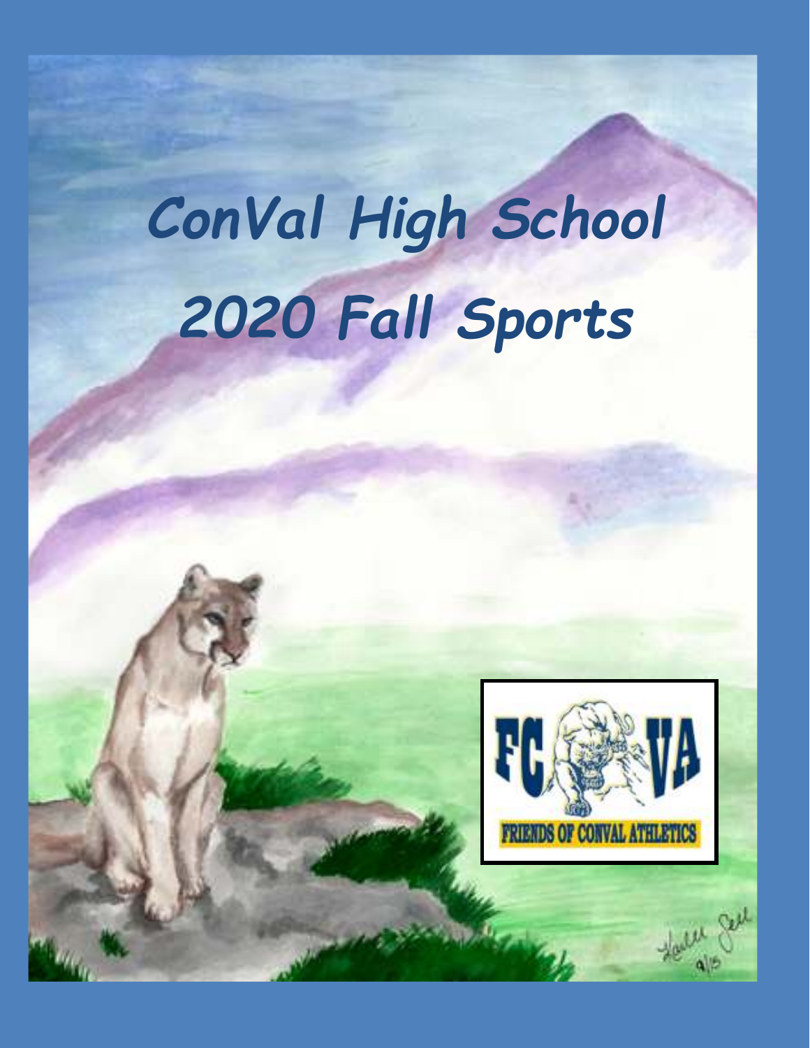# ConVal High School 2020 Fall Sports

FCVA

FRIENDS OF CONVAL ATHLETICS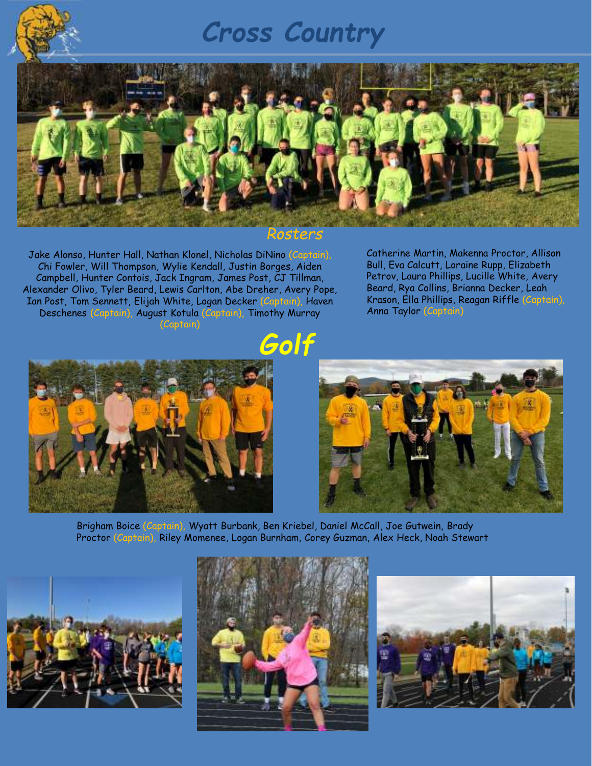# Cross Country

## Rosters

Jake Alonso, Hunter Hall, Nathan Klonel, Nicholas DiNino (Captain), Chi Fowler, Will Thompson, Wylie Kendall, Justin Borges, Aiden Campbell, Hunter Contois, Jack Ingram, James Post, CJ Tillman, Alexander Olivo, Tyler Beard, Lewis Carlton, Abe Dreher, Avery Pope, Ian Post, Tom Sennett, Elijah White, Logan Decker (Captain), Haven Deschenes (Captain), August Kotula (Captain), Timothy Murray (Captain)

Catherine Martin, Makenna Proctor, Allison Bull, Eva Calcutt, Loraine Rupp, Elizabeth Petrov, Laura Phillips, Lucille White, Avery Beard, Rya Collins, Brianna Decker, Leah Krason, Ella Phillips, Reagan Riffle (Captain), Anna Taylor (Captain)

# Golf

Brigham Boice (Captain), Wyatt Burbank, Ben Kriebel, Daniel McCall, Joe Gutwein, Brady Proctor (Captain), Riley Momenee, Logan Burnham, Corey Guzman, Alex Heck, Noah Stewart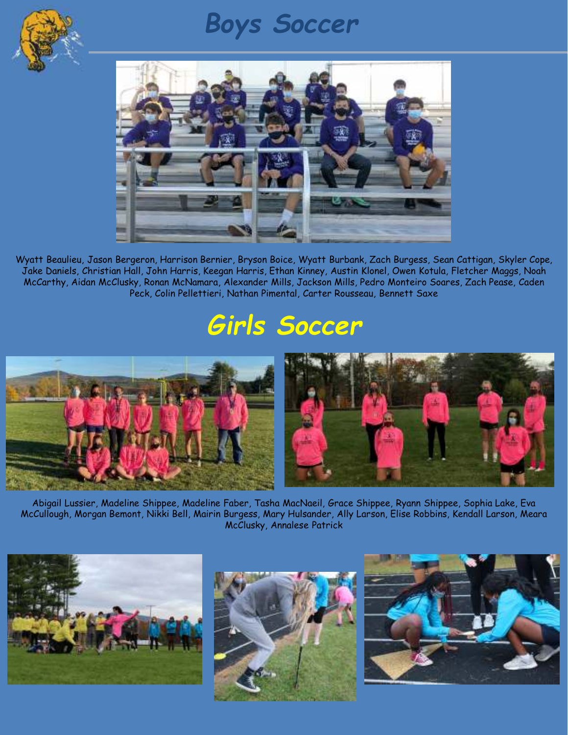# Boys Soccer

Wyatt Beaulieu, Jason Bergeron, Harrison Bernier, Bryson Boice, Wyatt Burbank, Zach Burgess, Sean Cattigan, Skyler Cope, Jake Daniels, Christian Hall, John Harris, Keegan Harris, Ethan Kinney, Austin Klonel, Owen Kotula, Fletcher Maggs, Noah McCarthy, Aidan McClusky, Ronan McNamara, Alexander Mills, Jackson Mills, Pedro Monteiro Soares, Zach Pease, Caden Peck, Colin Pellettieri, Nathan Pimental, Carter Rousseau, Bennett Saxe

# Girls Soccer

Abigail Lussier, Madeline Shippee, Madeline Faber, Tasha MacNaeil, Grace Shippee, Ryann Shippee, Sophia Lake, Eva McCullough, Morgan Bemont, Nikki Bell, Mairin Burgess, Mary Hulsander, Ally Larson, Elise Robbins, Kendall Larson, Meara McClusky, Annalese Patrick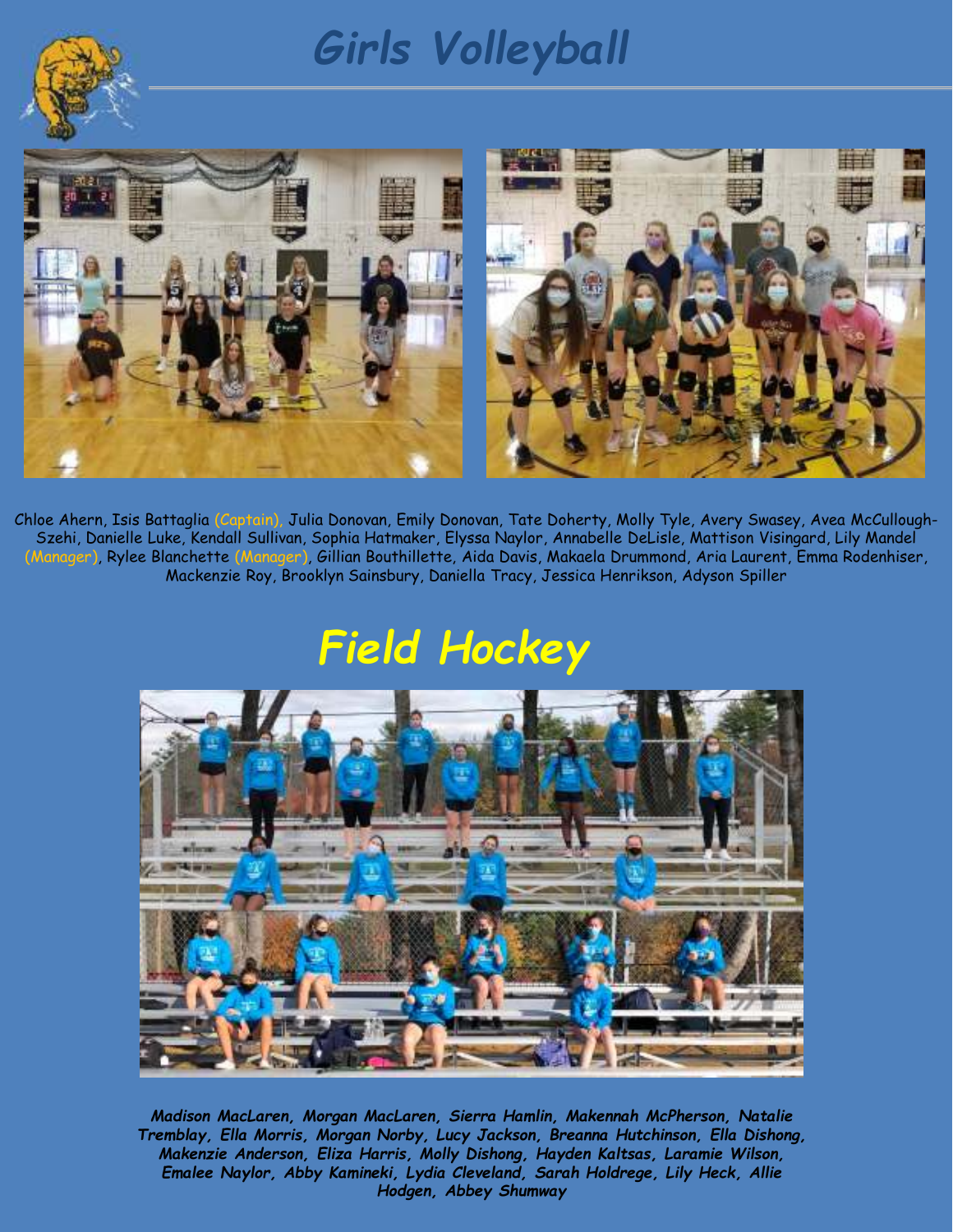# Girls Volleyball

Chloe Ahern, Isis Battaglia (Captain), Julia Donovan, Emily Donovan, Tate Doherty, Molly Tyle, Avery Swasey, Avea McCullough-Szehi, Danielle Luke, Kendall Sullivan, Sophia Hatmaker, Elyssa Naylor, Annabelle DeLisle, Mattison Visingard, Lily Mandel (Manager), Rylee Blanchette (Manager), Gillian Bouthillette, Aida Davis, Makaela Drummond, Aria Laurent, Emma Rodenhiser, Mackenzie Roy, Brooklyn Sainsbury, Daniella Tracy, Jessica Henrikson, Adyson Spiller

# Field Hockey

***Madison MacLaren, Morgan MacLaren, Sierra Hamlin, Makennah McPherson, Natalie Tremblay, Ella Morris, Morgan Norby, Lucy Jackson, Breanna Hutchinson, Ella Dishong, Makenzie Anderson, Eliza Harris, Molly Dishong, Hayden Kaltsas, Laramie Wilson, Emalee Naylor, Abby Kamineki, Lydia Cleveland, Sarah Holdrege, Lily Heck, Allie Hodgen, Abbey Shumway***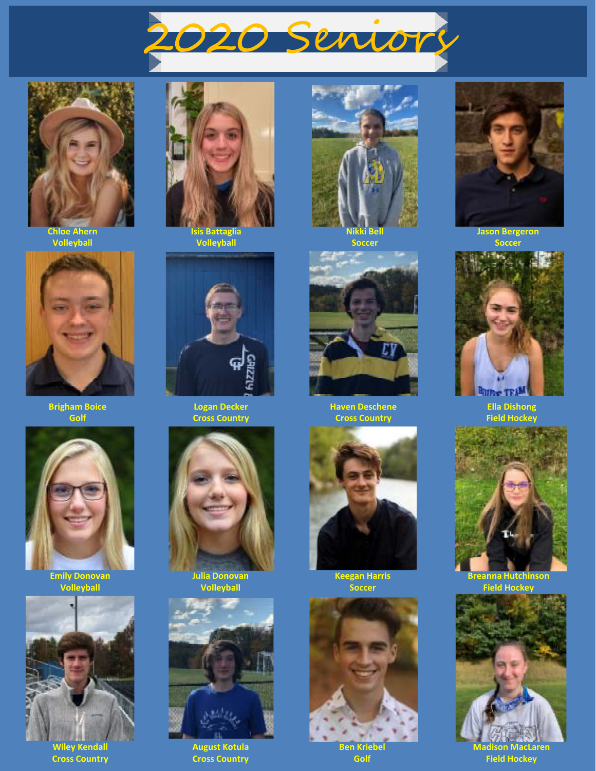# 2020 Seniors

Chloe Ahern
Volleyball

Isis Battaglia
Volleyball

Nikki Bell
Soccer

Jason Bergeron
Soccer

Brigham Boice
Golf

Logan Decker
Cross Country

Haven Deschene
Cross Country

Ella Dishong
Field Hockey

Emily Donovan
Volleyball

Julia Donovan
Volleyball

Keegan Harris
Soccer

Breanna Hutchinson
Field Hockey

Wiley Kendall
Cross Country

August Kotula
Cross Country

Ben Kriebel
Golf

Madison MacLaren
Field Hockey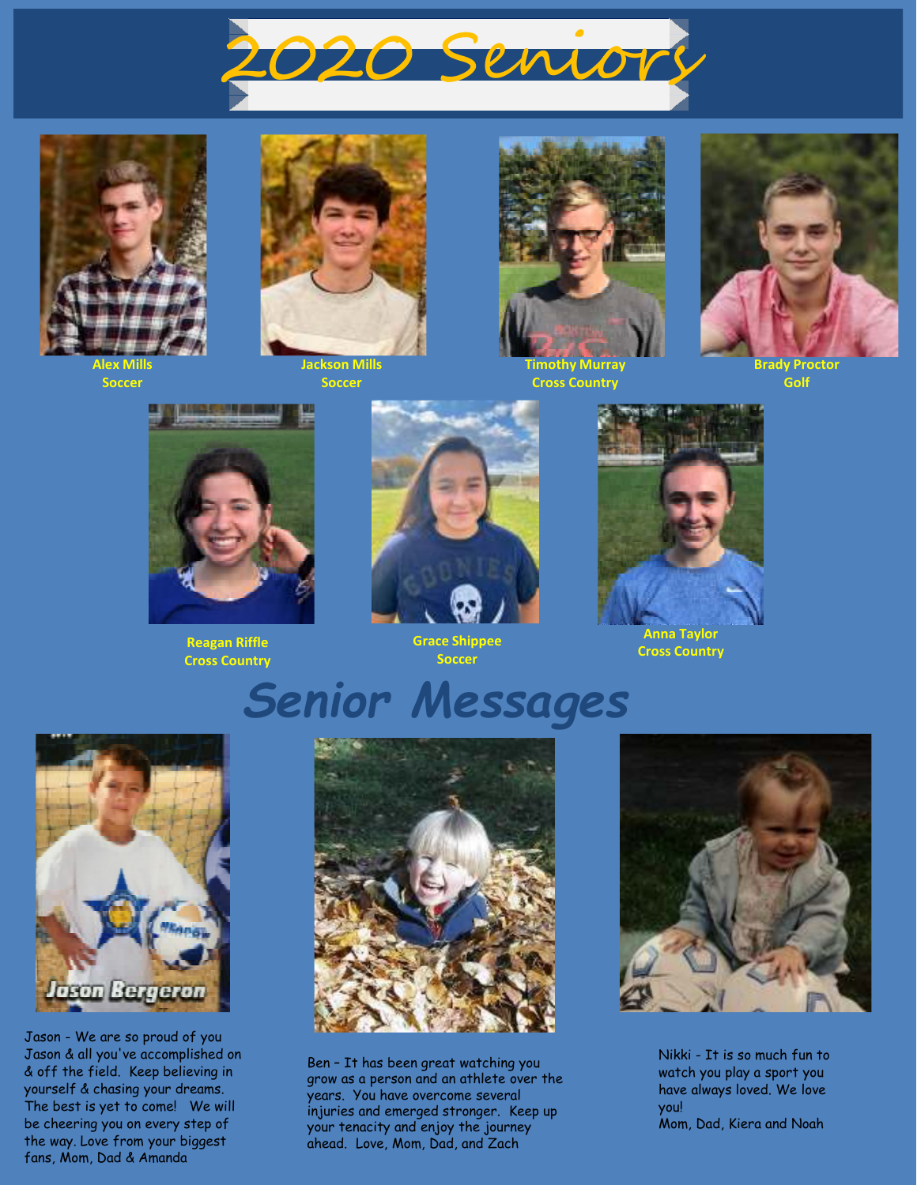# 2020 Seniors

**Alex Mills**
**Soccer**

**Jackson Mills**
**Soccer**

**Timothy Murray**
**Cross Country**

**Brady Proctor**
**Golf**

**Reagan Riffle**
**Cross Country**

**Grace Shippee**
**Soccer**

**Anna Taylor**
**Cross Country**

## *Senior Messages*

Jason Bergeron

Jason - We are so proud of you Jason & all you've accomplished on & off the field. Keep believing in yourself & chasing your dreams. The best is yet to come! We will be cheering you on every step of the way. Love from your biggest fans, Mom, Dad & Amanda

Ben – It has been great watching you grow as a person and an athlete over the years. You have overcome several injuries and emerged stronger. Keep up your tenacity and enjoy the journey ahead. Love, Mom, Dad, and Zach

Nikki - It is so much fun to watch you play a sport you have always loved. We love you!
Mom, Dad, Kiera and Noah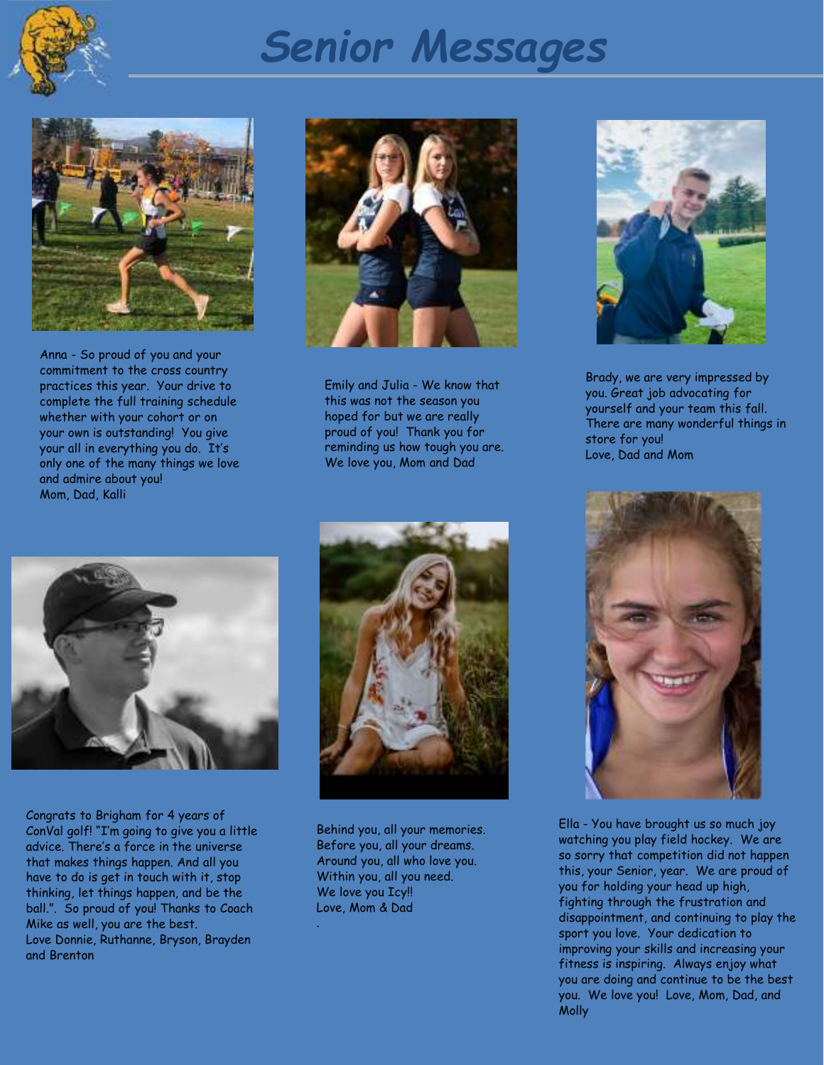# Senior Messages

Anna - So proud of you and your commitment to the cross country practices this year. Your drive to complete the full training schedule whether with your cohort or on your own is outstanding! You give your all in everything you do. It's only one of the many things we love and admire about you!
Mom, Dad, Kalli

Emily and Julia - We know that this was not the season you hoped for but we are really proud of you! Thank you for reminding us how tough you are. We love you, Mom and Dad

Brady, we are very impressed by you. Great job advocating for yourself and your team this fall. There are many wonderful things in store for you!
Love, Dad and Mom

Congrats to Brigham for 4 years of ConVal golf! "I'm going to give you a little advice. There's a force in the universe that makes things happen. And all you have to do is get in touch with it, stop thinking, let things happen, and be the ball.". So proud of you! Thanks to Coach Mike as well, you are the best.
Love Donnie, Ruthanne, Bryson, Brayden and Brenton

Behind you, all your memories.
Before you, all your dreams.
Around you, all who love you.
Within you, all you need.
We love you Icy!!
Love, Mom & Dad

Ella - You have brought us so much joy watching you play field hockey. We are so sorry that competition did not happen this, your Senior, year. We are proud of you for holding your head up high, fighting through the frustration and disappointment, and continuing to play the sport you love. Your dedication to improving your skills and increasing your fitness is inspiring. Always enjoy what you are doing and continue to be the best you. We love you! Love, Mom, Dad, and Molly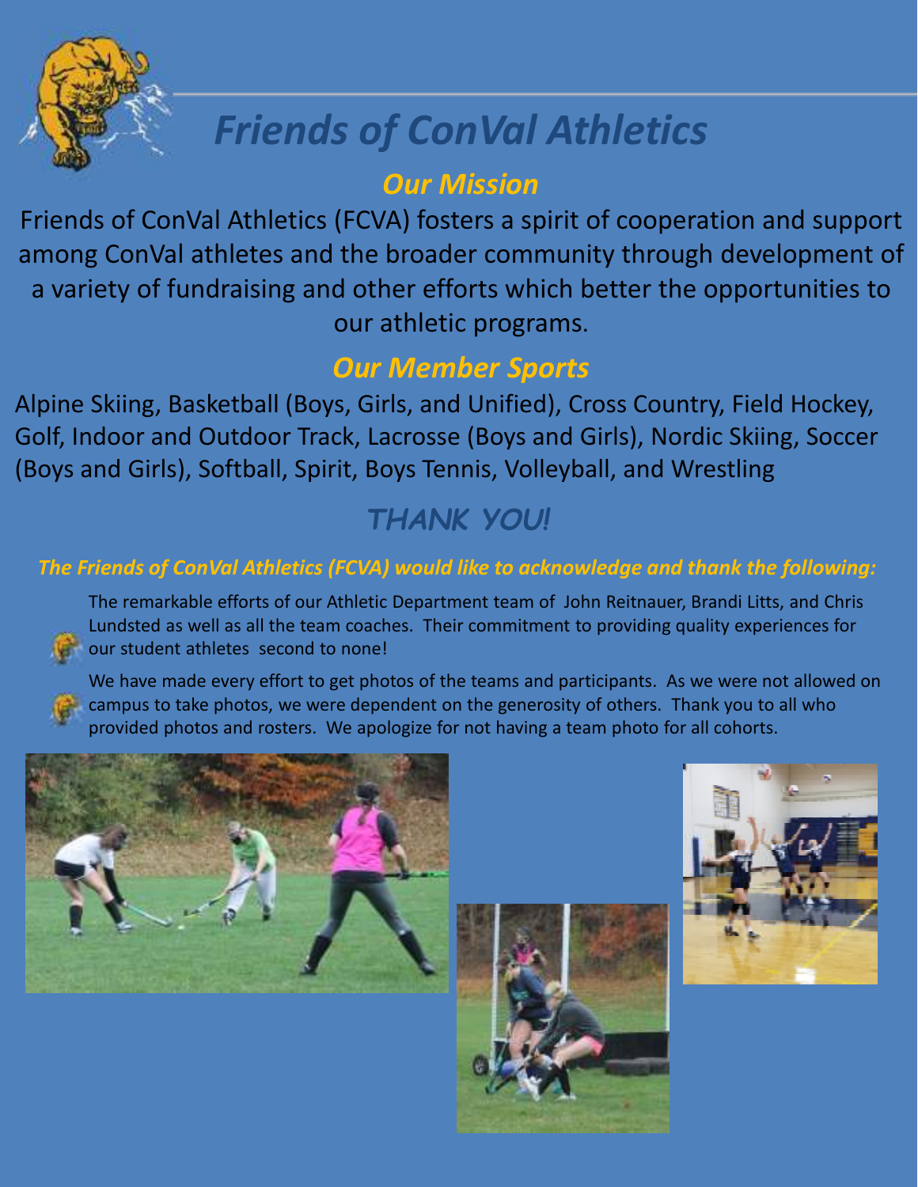# *Friends of ConVal Athletics*

## *Our Mission*

Friends of ConVal Athletics (FCVA) fosters a spirit of cooperation and support among ConVal athletes and the broader community through development of a variety of fundraising and other efforts which better the opportunities to our athletic programs.

## *Our Member Sports*

Alpine Skiing, Basketball (Boys, Girls, and Unified), Cross Country, Field Hockey, Golf, Indoor and Outdoor Track, Lacrosse (Boys and Girls), Nordic Skiing, Soccer (Boys and Girls), Softball, Spirit, Boys Tennis, Volleyball, and Wrestling

## *THANK YOU!*

***The Friends of ConVal Athletics (FCVA) would like to acknowledge and thank the following:***

- The remarkable efforts of our Athletic Department team of John Reitnauer, Brandi Litts, and Chris Lundsted as well as all the team coaches. Their commitment to providing quality experiences for our student athletes second to none!
- We have made every effort to get photos of the teams and participants. As we were not allowed on campus to take photos, we were dependent on the generosity of others. Thank you to all who provided photos and rosters. We apologize for not having a team photo for all cohorts.